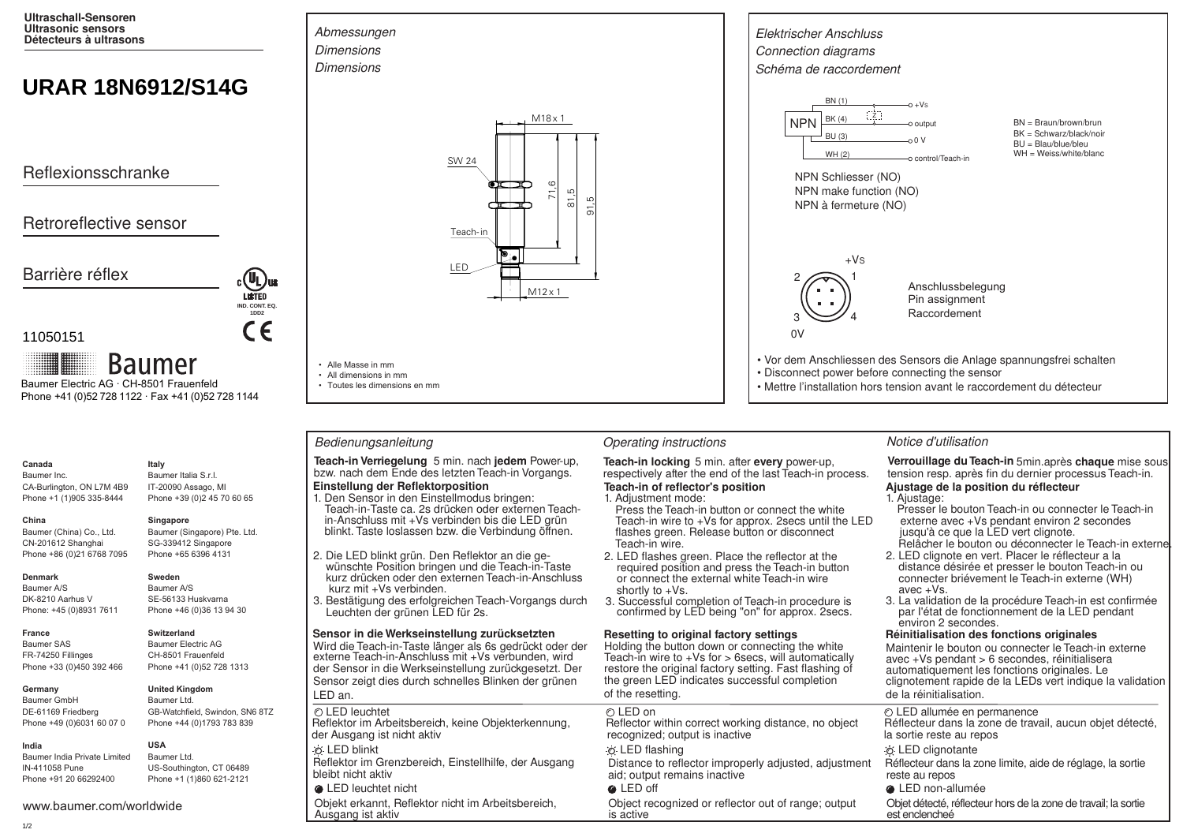**Ultraschall-Sensoren**
**Ultrasonic sensors**
**Détecteurs à ultrasons**

# URAR 18N6912/S14G

## Reflexionsschranke

## Retroreflective sensor

## Barrière réflex

c UL us LISTED IND. CONT. EQ. 1DD2

CE

11050151

Baumer

Baumer Electric AG · CH-8501 Frauenfeld
Phone +41 (0)52 728 1122 · Fax +41 (0)52 728 1144

*Abmessungen*
*Dimensions*
*Dimensions*

M18 x 1
SW 24
71,6
81,5
91,5
Teach-in
LED
M12 x 1

- Alle Masse in mm
- All dimensions in mm
- Toutes les dimensions en mm

*Elektrischer Anschluss*
*Connection diagrams*
*Schéma de raccordement*

NPN
BN (1) — +Vs
BK (4) — output
BU (3) — 0 V
WH (2) — control/Teach-in

BN = Braun/brown/brun
BK = Schwarz/black/noir
BU = Blau/blue/bleu
WH = Weiss/white/blanc

NPN Schliesser (NO)
NPN make function (NO)
NPN à fermeture (NO)

+Vs
2 1
3 4
0V

Anschlussbelegung
Pin assignment
Raccordement

- Vor dem Anschliessen des Sensors die Anlage spannungsfrei schalten
- Disconnect power before connecting the sensor
- Mettre l'installation hors tension avant le raccordement du détecteur

**Canada**
Baumer Inc.
CA-Burlington, ON L7M 4B9
Phone +1 (1)905 335-8444

**Italy**
Baumer Italia S.r.l.
IT-20090 Assago, MI
Phone +39 (0)2 45 70 60 65

**China**
Baumer (China) Co., Ltd.
CN-201612 Shanghai
Phone +86 (0)21 6768 7095

**Singapore**
Baumer (Singapore) Pte. Ltd.
SG-339412 Singapore
Phone +65 6396 4131

**Denmark**
Baumer A/S
DK-8210 Aarhus V
Phone: +45 (0)8931 7611

**Sweden**
Baumer A/S
SE-56133 Huskvarna
Phone +46 (0)36 13 94 30

**France**
Baumer SAS
FR-74250 Fillinges
Phone +33 (0)450 392 466

**Switzerland**
Baumer Electric AG
CH-8501 Frauenfeld
Phone +41 (0)52 728 1313

**Germany**
Baumer GmbH
DE-61169 Friedberg
Phone +49 (0)6031 60 07 0

**United Kingdom**
Baumer Ltd.
GB-Watchfield, Swindon, SN6 8TZ
Phone +44 (0)1793 783 839

**India**
Baumer India Private Limited
IN-411058 Pune
Phone +91 20 66292400

**USA**
Baumer Ltd.
US-Southington, CT 06489
Phone +1 (1)860 621-2121

www.baumer.com/worldwide

*Bedienungsanleitung*

**Teach-in Verriegelung** 5 min. nach **jedem** Power-up, bzw. nach dem Ende des letzten Teach-in Vorgangs.

**Einstellung der Reflektorposition**

1. Den Sensor in den Einstellmodus bringen: Teach-in-Taste ca. 2s drücken oder externen Teach-in-Anschluss mit +Vs verbinden bis die LED grün blinkt. Taste loslassen bzw. die Verbindung öffnen.
2. Die LED blinkt grün. Den Reflektor an die gewünschte Position bringen und die Teach-in-Taste kurz drücken oder den externen Teach-in-Anschluss kurz mit +Vs verbinden.
3. Bestätigung des erfolgreichen Teach-Vorgangs durch Leuchten der grünen LED für 2s.

**Sensor in die Werkseinstellung zurücksetzten**

Wird die Teach-in-Taste länger als 6s gedrückt oder der externe Teach-in-Anschluss mit +Vs verbunden, wird der Sensor in die Werkseinstellung zurückgesetzt. Der Sensor zeigt dies durch schnelles Blinken der grünen LED an.

◯ LED leuchtet
Reflektor im Arbeitsbereich, keine Objekterkennung, der Ausgang ist nicht aktiv

☼ LED blinkt
Reflektor im Grenzbereich, Einstellhilfe, der Ausgang bleibt nicht aktiv

● LED leuchtet nicht
Objekt erkannt, Reflektor nicht im Arbeitsbereich, Ausgang ist aktiv

*Operating instructions*

**Teach-in locking** 5 min. after **every** power-up, respectively after the end of the last Teach-in process.

**Teach-in of reflector's position**

1. Adjustment mode: Press the Teach-in button or connect the white Teach-in wire to +Vs for approx. 2secs until the LED flashes green. Release button or disconnect Teach-in wire.
2. LED flashes green. Place the reflector at the required position and press the Teach-in button or connect the external white Teach-in wire shortly to +Vs.
3. Successful completion of Teach-in procedure is confirmed by LED being "on" for approx. 2secs.

**Resetting to original factory settings**

Holding the button down or connecting the white Teach-in wire to +Vs for > 6secs, will automatically restore the original factory setting. Fast flashing of the green LED indicates successful completion of the resetting.

◯ LED on
Reflector within correct working distance, no object recognized; output is inactive

☼ LED flashing
Distance to reflector improperly adjusted, adjustment aid; output remains inactive

● LED off
Object recognized or reflector out of range; output is active

*Notice d'utilisation*

**Verrouillage du Teach-in** 5min.après **chaque** mise sous tension resp. après fin du dernier processus Teach-in.

**Ajustage de la position du réflecteur**

1. Ajustage: Presser le bouton Teach-in ou connecter le Teach-in externe avec +Vs pendant environ 2 secondes jusqu'à ce que la LED vert clignote. Relâcher le bouton ou déconnecter le Teach-in externe.
2. LED clignote en vert. Placer le réflecteur a la distance désirée et presser le bouton Teach-in ou connecter briévement le Teach-in externe (WH) avec +Vs.
3. La validation de la procédure Teach-in est confirmée par l'état de fonctionnement de la LED pendant environ 2 secondes.

**Réinitialisation des fonctions originales**

Maintenir le bouton ou connecter le Teach-in externe avec +Vs pendant > 6 secondes, réinitialisera automatiquement les fonctions originales. Le clignotement rapide de la LEDs vert indique la validation de la réinitialisation.

◯ LED allumée en permanence
Réflecteur dans la zone de travail, aucun objet détecté, la sortie reste au repos

☼ LED clignotante
Réflecteur dans la zone limite, aide de réglage, la sortie reste au repos

● LED non-allumée
Objet détecté, réflecteur hors de la zone de travail; la sortie est enclencheé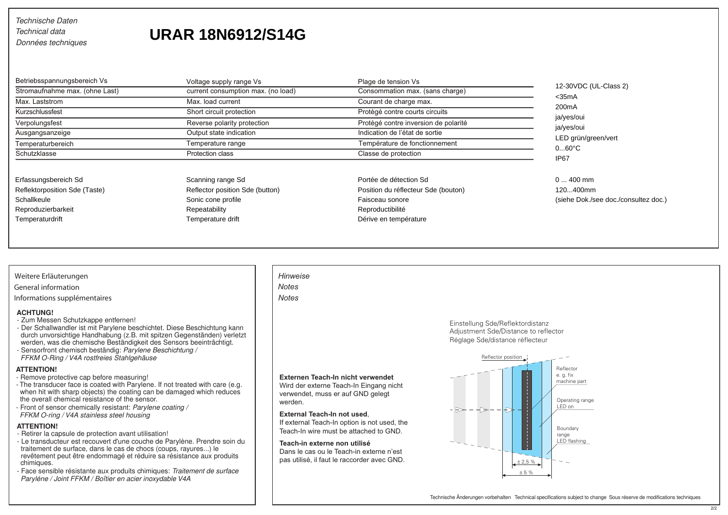*Technische Daten*
*Technical data*
*Données techniques*

# URAR 18N6912/S14G

| | | | |
|---|---|---|---|
| Betriebsspannungsbereich Vs | Voltage supply range Vs | Plage de tension Vs | 12-30VDC (UL-Class 2) |
| Stromaufnahme max. (ohne Last) | current consumption max. (no load) | Consommation max. (sans charge) | <35mA |
| Max. Laststrom | Max. load current | Courant de charge max. | 200mA |
| Kurzschlussfest | Short circuit protection | Protégé contre courts circuits | ja/yes/oui |
| Verpolungsfest | Reverse polarity protection | Protégé contre inversion de polarité | ja/yes/oui |
| Ausgangsanzeige | Output state indication | Indication de l'état de sortie | LED grün/green/vert |
| Temperaturbereich | Temperature range | Température de fonctionnement | 0...60°C |
| Schutzklasse | Protection class | Classe de protection | IP67 |

| | | | |
|---|---|---|---|
| Erfassungsbereich Sd | Scanning range Sd | Portée de détection Sd | 0 ... 400 mm |
| Reflektorposition Sde (Taste) | Reflector position Sde (button) | Position du réflecteur Sde (bouton) | 120...400mm |
| Schallkeule | Sonic cone profile | Faisceau sonore | (siehe Dok./see doc./consultez doc.) |
| Reproduzierbarkeit | Repeatability | Reproductibilité | |
| Temperaturdrift | Temperature drift | Dérive en température | |

## Weitere Erläuterungen
## General information
## Informations supplémentaires

**ACHTUNG!**
- Zum Messen Schutzkappe entfernen!
- Der Schallwandler ist mit Parylene beschichtet. Diese Beschichtung kann durch unvorsichtige Handhabung (z.B. mit spitzen Gegenständen) verletzt werden, was die chemische Beständigkeit des Sensors beeinträchtigt.
- Sensorfront chemisch beständig: *Parylene Beschichtung / FFKM O-Ring / V4A rostfreies Stahlgehäuse*

**ATTENTION!**
- Remove protective cap before measuring!
- The transducer face is coated with Parylene. If not treated with care (e.g. when hit with sharp objects) the coating can be damaged which reduces the overall chemical resistance of the sensor.
- Front of sensor chemically resistant: *Parylene coating / FFKM O-ring / V4A stainless steel housing*

**ATTENTION!**
- Retirer la capsule de protection avant utilisation!
- Le transducteur est recouvert d'une couche de Parylène. Prendre soin du traitement de surface, dans le cas de chocs (coups, rayures...) le revêtement peut être endommagé et réduire sa résistance aux produits chimiques.
- Face sensible résistante aux produits chimiques: *Traitement de surface Paryléne / Joint FFKM / Boîtier en acier inoxydable V4A*

## *Hinweise*
## *Notes*
## *Notes*

**Externen Teach-In nicht verwendet**
Wird der externe Teach-In Eingang nicht verwendet, muss er auf GND gelegt werden.

**External Teach-In not used**,
If external Teach-In option is not used, the Teach-In wire must be attached to GND.

**Teach-in externe non utilisé**
Dans le cas ou le Teach-in externe n'est pas utilisé, il faut le raccorder avec GND.

Einstellung Sde/Reflektordistanz
Adjustment Sde/Distance to reflector
Réglage Sde/distance réflecteur

Reflector position
Reflector e. g. fix machine part
Operating range LED on
Boundary range LED flashing
± 2,5 %
± 5 %

Technische Änderungen vorbehalten Technical specifications subject to change Sous réserve de modifications techniques